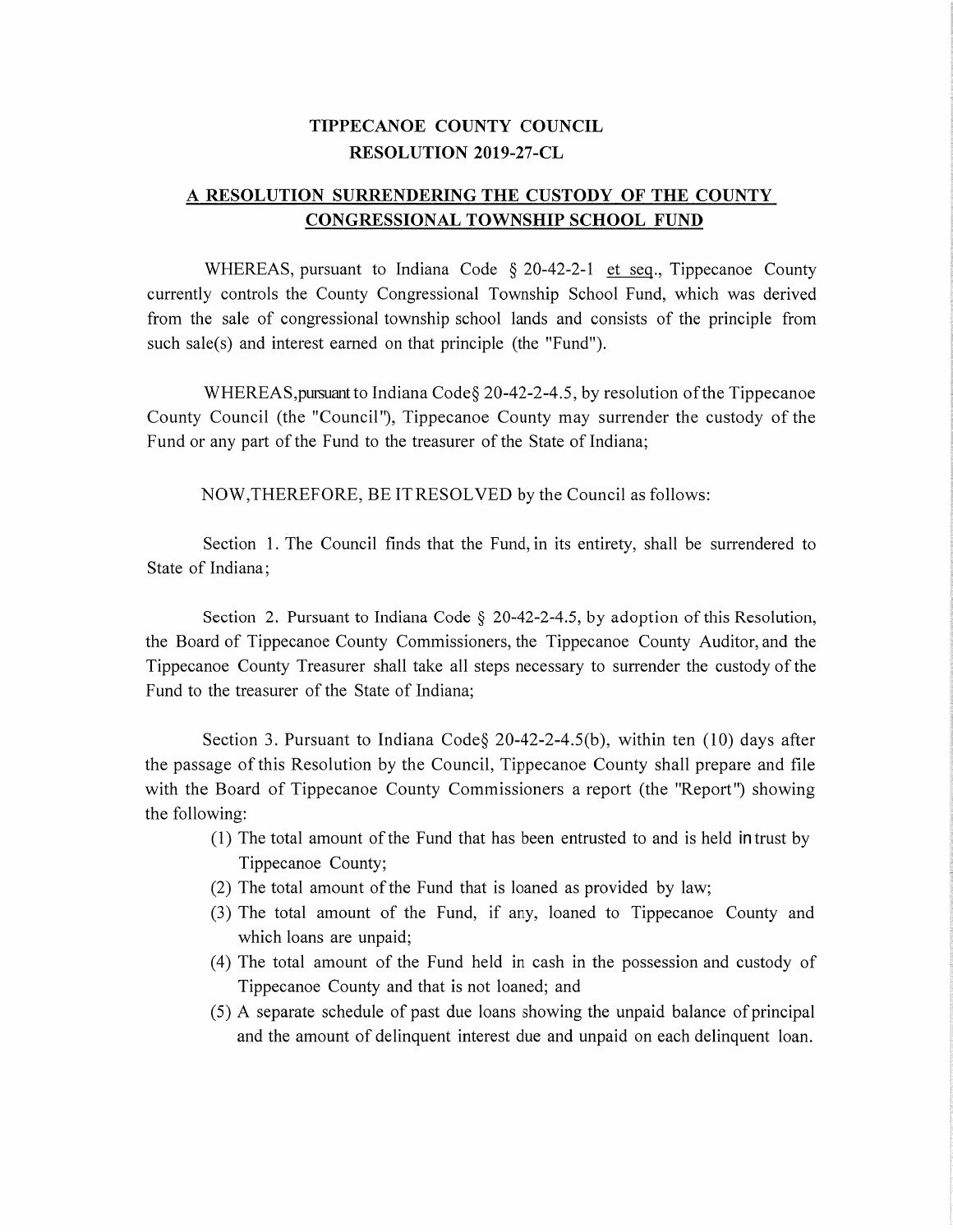# TIPPECANOE COUNTY COUNCIL
# RESOLUTION 2019-27-CL

## A RESOLUTION SURRENDERING THE CUSTODY OF THE COUNTY CONGRESSIONAL TOWNSHIP SCHOOL FUND

WHEREAS, pursuant to Indiana Code § 20-42-2-1 et seq., Tippecanoe County currently controls the County Congressional Township School Fund, which was derived from the sale of congressional township school lands and consists of the principle from such sale(s) and interest earned on that principle (the "Fund").

WHEREAS, pursuant to Indiana Code § 20-42-2-4.5, by resolution of the Tippecanoe County Council (the "Council"), Tippecanoe County may surrender the custody of the Fund or any part of the Fund to the treasurer of the State of Indiana;

NOW, THEREFORE, BE IT RESOLVED by the Council as follows:

Section 1. The Council finds that the Fund, in its entirety, shall be surrendered to State of Indiana;

Section 2. Pursuant to Indiana Code § 20-42-2-4.5, by adoption of this Resolution, the Board of Tippecanoe County Commissioners, the Tippecanoe County Auditor, and the Tippecanoe County Treasurer shall take all steps necessary to surrender the custody of the Fund to the treasurer of the State of Indiana;

Section 3. Pursuant to Indiana Code § 20-42-2-4.5(b), within ten (10) days after the passage of this Resolution by the Council, Tippecanoe County shall prepare and file with the Board of Tippecanoe County Commissioners a report (the "Report") showing the following:

(1) The total amount of the Fund that has been entrusted to and is held in trust by Tippecanoe County;
(2) The total amount of the Fund that is loaned as provided by law;
(3) The total amount of the Fund, if any, loaned to Tippecanoe County and which loans are unpaid;
(4) The total amount of the Fund held in cash in the possession and custody of Tippecanoe County and that is not loaned; and
(5) A separate schedule of past due loans showing the unpaid balance of principal and the amount of delinquent interest due and unpaid on each delinquent loan.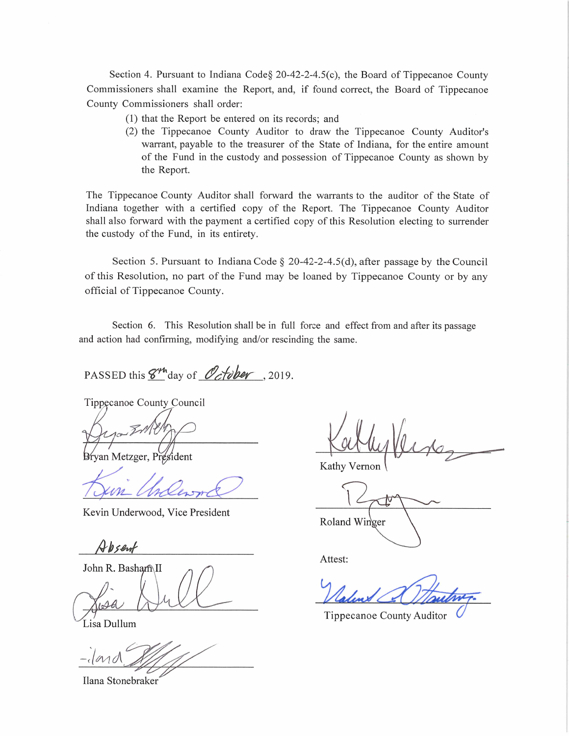Section 4. Pursuant to Indiana Code§ 20-42-2-4.5(c), the Board of Tippecanoe County Commissioners shall examine the Report, and, if found correct, the Board of Tippecanoe County Commissioners shall order:

(1) that the Report be entered on its records; and
(2) the Tippecanoe County Auditor to draw the Tippecanoe County Auditor's warrant, payable to the treasurer of the State of Indiana, for the entire amount of the Fund in the custody and possession of Tippecanoe County as shown by the Report.

The Tippecanoe County Auditor shall forward the warrants to the auditor of the State of Indiana together with a certified copy of the Report. The Tippecanoe County Auditor shall also forward with the payment a certified copy of this Resolution electing to surrender the custody of the Fund, in its entirety.

Section 5. Pursuant to Indiana Code § 20-42-2-4.5(d), after passage by the Council of this Resolution, no part of the Fund may be loaned by Tippecanoe County or by any official of Tippecanoe County.

Section 6. This Resolution shall be in full force and effect from and after its passage and action had confirming, modifying and/or rescinding the same.

PASSED this 8th day of October, 2019.

Tippecanoe County Council

Bryan Metzger, President

Kevin Underwood, Vice President

Absent
John R. Basham II

Lisa Dullum

Ilana Stonebraker

Kathy Vernon

Roland Winger

Attest:

Tippecanoe County Auditor